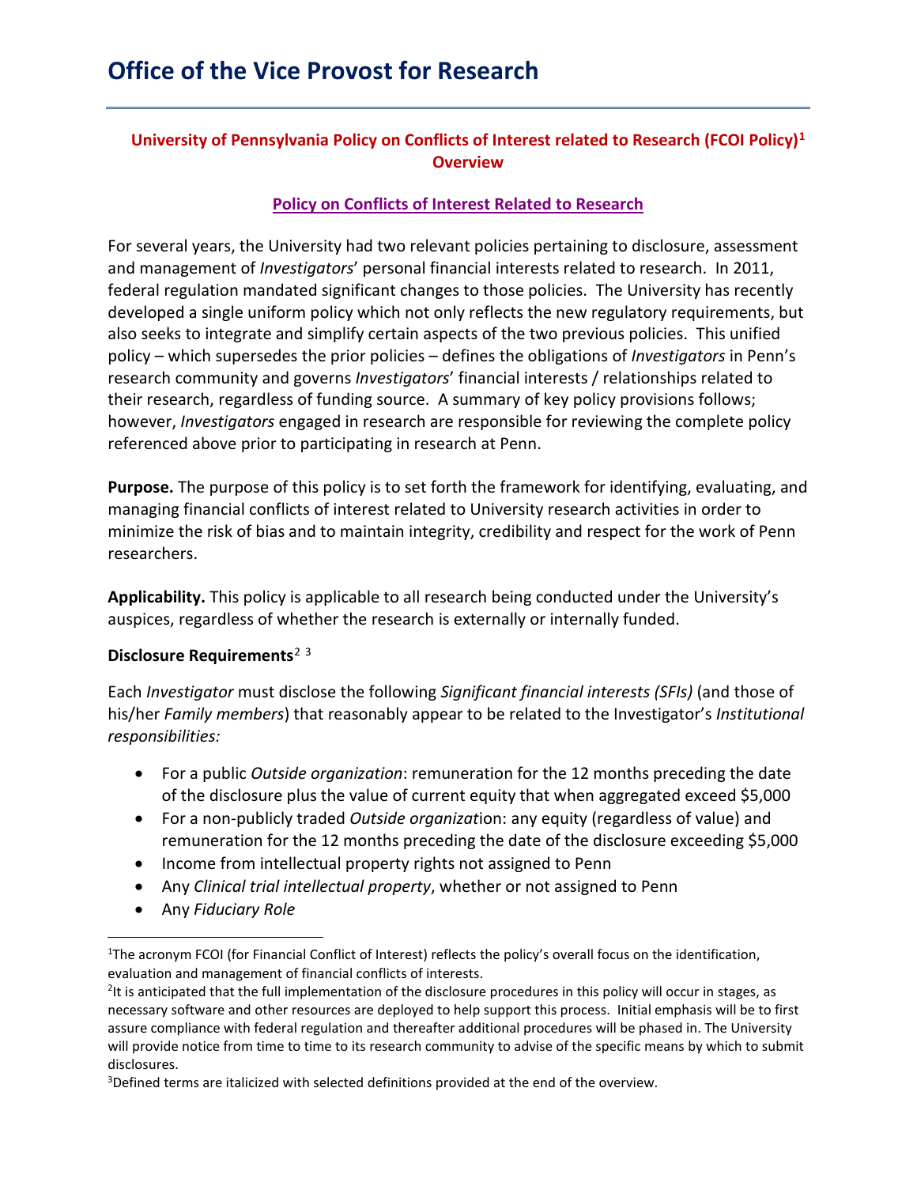# Office of the Vice Provost for Research

## University of Pennsylvania Policy on Conflicts of Interest related to Research (FCOI Policy)[1] Overview

### Policy on Conflicts of Interest Related to Research

For several years, the University had two relevant policies pertaining to disclosure, assessment and management of *Investigators*' personal financial interests related to research. In 2011, federal regulation mandated significant changes to those policies. The University has recently developed a single uniform policy which not only reflects the new regulatory requirements, but also seeks to integrate and simplify certain aspects of the two previous policies. This unified policy – which supersedes the prior policies – defines the obligations of *Investigators* in Penn's research community and governs *Investigators*' financial interests / relationships related to their research, regardless of funding source. A summary of key policy provisions follows; however, *Investigators* engaged in research are responsible for reviewing the complete policy referenced above prior to participating in research at Penn.

**Purpose.** The purpose of this policy is to set forth the framework for identifying, evaluating, and managing financial conflicts of interest related to University research activities in order to minimize the risk of bias and to maintain integrity, credibility and respect for the work of Penn researchers.

**Applicability.** This policy is applicable to all research being conducted under the University's auspices, regardless of whether the research is externally or internally funded.

**Disclosure Requirements**[2] [3]

Each *Investigator* must disclose the following *Significant financial interests (SFIs)* (and those of his/her *Family members*) that reasonably appear to be related to the Investigator's *Institutional responsibilities:*

- For a public *Outside organization*: remuneration for the 12 months preceding the date of the disclosure plus the value of current equity that when aggregated exceed $5,000
- For a non-publicly traded *Outside organization*: any equity (regardless of value) and remuneration for the 12 months preceding the date of the disclosure exceeding $5,000
- Income from intellectual property rights not assigned to Penn
- Any *Clinical trial intellectual property*, whether or not assigned to Penn
- Any *Fiduciary Role*

[1]The acronym FCOI (for Financial Conflict of Interest) reflects the policy's overall focus on the identification, evaluation and management of financial conflicts of interests.

[2]It is anticipated that the full implementation of the disclosure procedures in this policy will occur in stages, as necessary software and other resources are deployed to help support this process. Initial emphasis will be to first assure compliance with federal regulation and thereafter additional procedures will be phased in. The University will provide notice from time to time to its research community to advise of the specific means by which to submit disclosures.

[3]Defined terms are italicized with selected definitions provided at the end of the overview.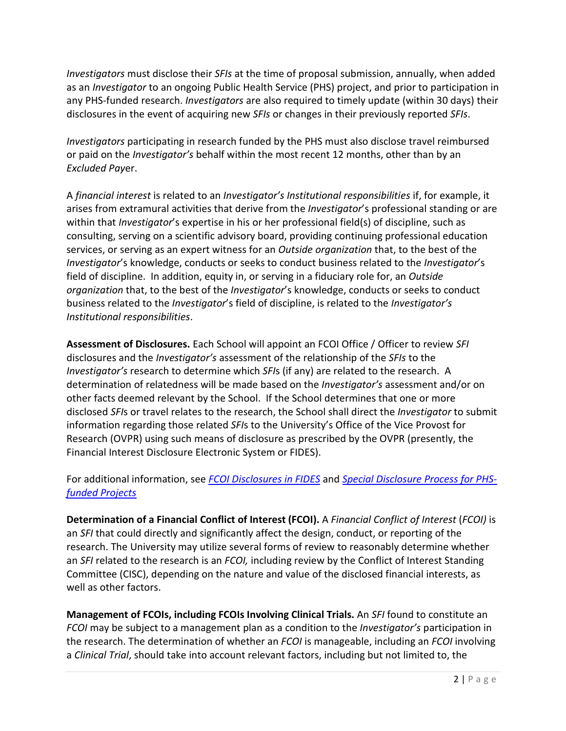*Investigators* must disclose their *SFIs* at the time of proposal submission, annually, when added as an *Investigator* to an ongoing Public Health Service (PHS) project, and prior to participation in any PHS-funded research. *Investigators* are also required to timely update (within 30 days) their disclosures in the event of acquiring new *SFIs* or changes in their previously reported *SFIs*.

*Investigators* participating in research funded by the PHS must also disclose travel reimbursed or paid on the *Investigator's* behalf within the most recent 12 months, other than by an *Excluded Payer*.

A *financial interest* is related to an *Investigator's Institutional responsibilities* if, for example, it arises from extramural activities that derive from the *Investigator*'s professional standing or are within that *Investigator*'s expertise in his or her professional field(s) of discipline, such as consulting, serving on a scientific advisory board, providing continuing professional education services, or serving as an expert witness for an *Outside organization* that, to the best of the *Investigator*'s knowledge, conducts or seeks to conduct business related to the *Investigator*'s field of discipline. In addition, equity in, or serving in a fiduciary role for, an *Outside organization* that, to the best of the *Investigator*'s knowledge, conducts or seeks to conduct business related to the *Investigator*'s field of discipline, is related to the *Investigator's Institutional responsibilities*.

**Assessment of Disclosures.** Each School will appoint an FCOI Office / Officer to review *SFI* disclosures and the *Investigator's* assessment of the relationship of the *SFIs* to the *Investigator's* research to determine which *SFI*s (if any) are related to the research. A determination of relatedness will be made based on the *Investigator's* assessment and/or on other facts deemed relevant by the School. If the School determines that one or more disclosed *SFI*s or travel relates to the research, the School shall direct the *Investigator* to submit information regarding those related *SFI*s to the University's Office of the Vice Provost for Research (OVPR) using such means of disclosure as prescribed by the OVPR (presently, the Financial Interest Disclosure Electronic System or FIDES).

For additional information, see [*FCOI Disclosures in FIDES*] and [*Special Disclosure Process for PHS-funded Projects*]

**Determination of a Financial Conflict of Interest (FCOI).** A *Financial Conflict of Interest* (*FCOI)* is an *SFI* that could directly and significantly affect the design, conduct, or reporting of the research. The University may utilize several forms of review to reasonably determine whether an *SFI* related to the research is an *FCOI,* including review by the Conflict of Interest Standing Committee (CISC), depending on the nature and value of the disclosed financial interests, as well as other factors.

**Management of FCOIs, including FCOIs Involving Clinical Trials.** An *SFI* found to constitute an *FCOI* may be subject to a management plan as a condition to the *Investigator's* participation in the research. The determination of whether an *FCOI* is manageable, including an *FCOI* involving a *Clinical Trial*, should take into account relevant factors, including but not limited to, the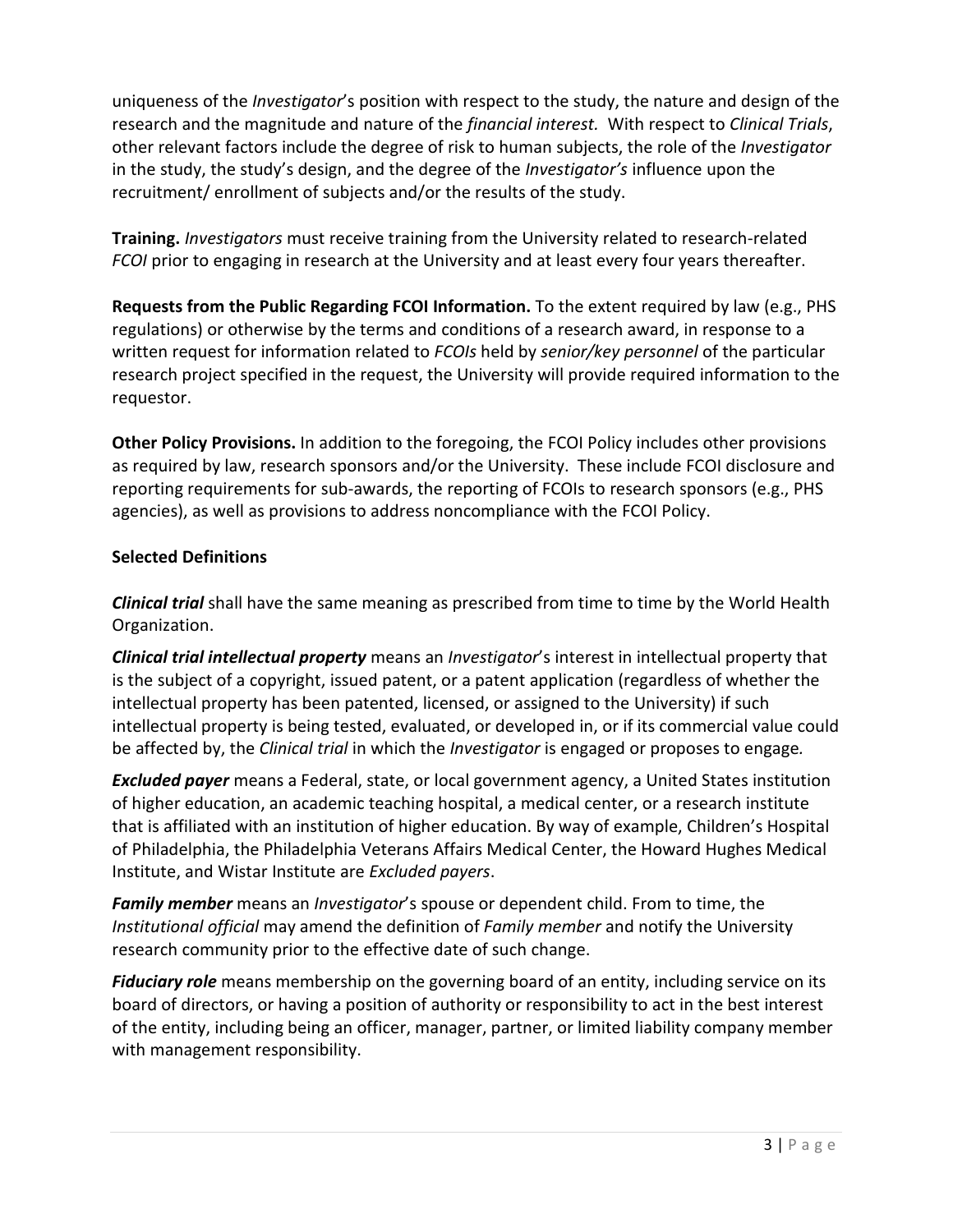uniqueness of the *Investigator*'s position with respect to the study, the nature and design of the research and the magnitude and nature of the *financial interest.* With respect to *Clinical Trials*, other relevant factors include the degree of risk to human subjects, the role of the *Investigator* in the study, the study's design, and the degree of the *Investigator's* influence upon the recruitment/ enrollment of subjects and/or the results of the study.

**Training.** *Investigators* must receive training from the University related to research-related *FCOI* prior to engaging in research at the University and at least every four years thereafter.

**Requests from the Public Regarding FCOI Information.** To the extent required by law (e.g., PHS regulations) or otherwise by the terms and conditions of a research award, in response to a written request for information related to *FCOIs* held by *senior/key personnel* of the particular research project specified in the request, the University will provide required information to the requestor.

**Other Policy Provisions.** In addition to the foregoing, the FCOI Policy includes other provisions as required by law, research sponsors and/or the University. These include FCOI disclosure and reporting requirements for sub-awards, the reporting of FCOIs to research sponsors (e.g., PHS agencies), as well as provisions to address noncompliance with the FCOI Policy.

**Selected Definitions**

***Clinical trial*** shall have the same meaning as prescribed from time to time by the World Health Organization.

***Clinical trial intellectual property*** means an *Investigator*'s interest in intellectual property that is the subject of a copyright, issued patent, or a patent application (regardless of whether the intellectual property has been patented, licensed, or assigned to the University) if such intellectual property is being tested, evaluated, or developed in, or if its commercial value could be affected by, the *Clinical trial* in which the *Investigator* is engaged or proposes to engage*.*

***Excluded payer*** means a Federal, state, or local government agency, a United States institution of higher education, an academic teaching hospital, a medical center, or a research institute that is affiliated with an institution of higher education. By way of example, Children's Hospital of Philadelphia, the Philadelphia Veterans Affairs Medical Center, the Howard Hughes Medical Institute, and Wistar Institute are *Excluded payers*.

***Family member*** means an *Investigator*'s spouse or dependent child. From to time, the *Institutional official* may amend the definition of *Family member* and notify the University research community prior to the effective date of such change.

***Fiduciary role*** means membership on the governing board of an entity, including service on its board of directors, or having a position of authority or responsibility to act in the best interest of the entity, including being an officer, manager, partner, or limited liability company member with management responsibility.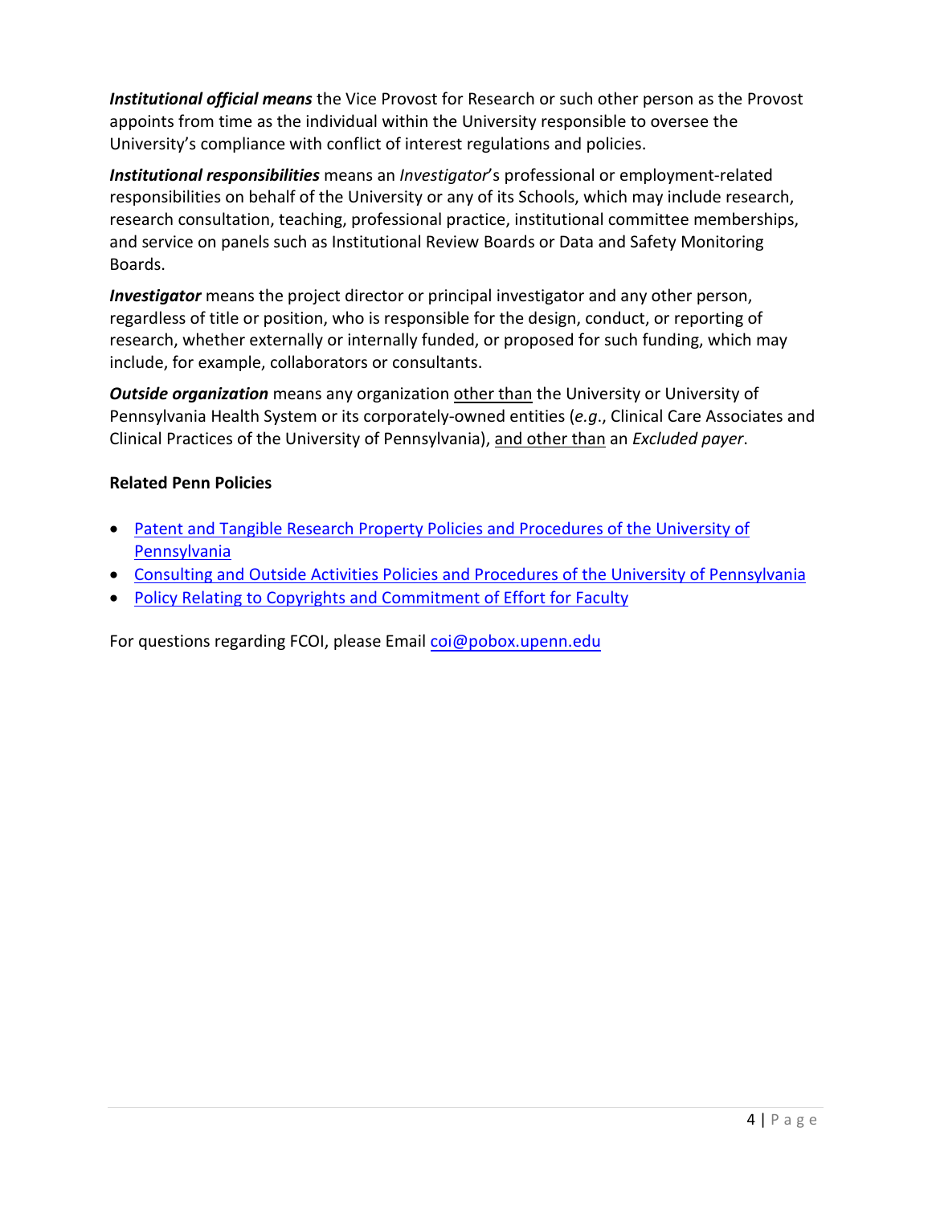***Institutional official means*** the Vice Provost for Research or such other person as the Provost appoints from time as the individual within the University responsible to oversee the University's compliance with conflict of interest regulations and policies.

***Institutional responsibilities*** means an *Investigator*'s professional or employment-related responsibilities on behalf of the University or any of its Schools, which may include research, research consultation, teaching, professional practice, institutional committee memberships, and service on panels such as Institutional Review Boards or Data and Safety Monitoring Boards.

***Investigator*** means the project director or principal investigator and any other person, regardless of title or position, who is responsible for the design, conduct, or reporting of research, whether externally or internally funded, or proposed for such funding, which may include, for example, collaborators or consultants.

***Outside organization*** means any organization other than the University or University of Pennsylvania Health System or its corporately-owned entities (*e.g.*, Clinical Care Associates and Clinical Practices of the University of Pennsylvania), and other than an *Excluded payer*.

**Related Penn Policies**

- Patent and Tangible Research Property Policies and Procedures of the University of Pennsylvania
- Consulting and Outside Activities Policies and Procedures of the University of Pennsylvania
- Policy Relating to Copyrights and Commitment of Effort for Faculty

For questions regarding FCOI, please Email coi@pobox.upenn.edu